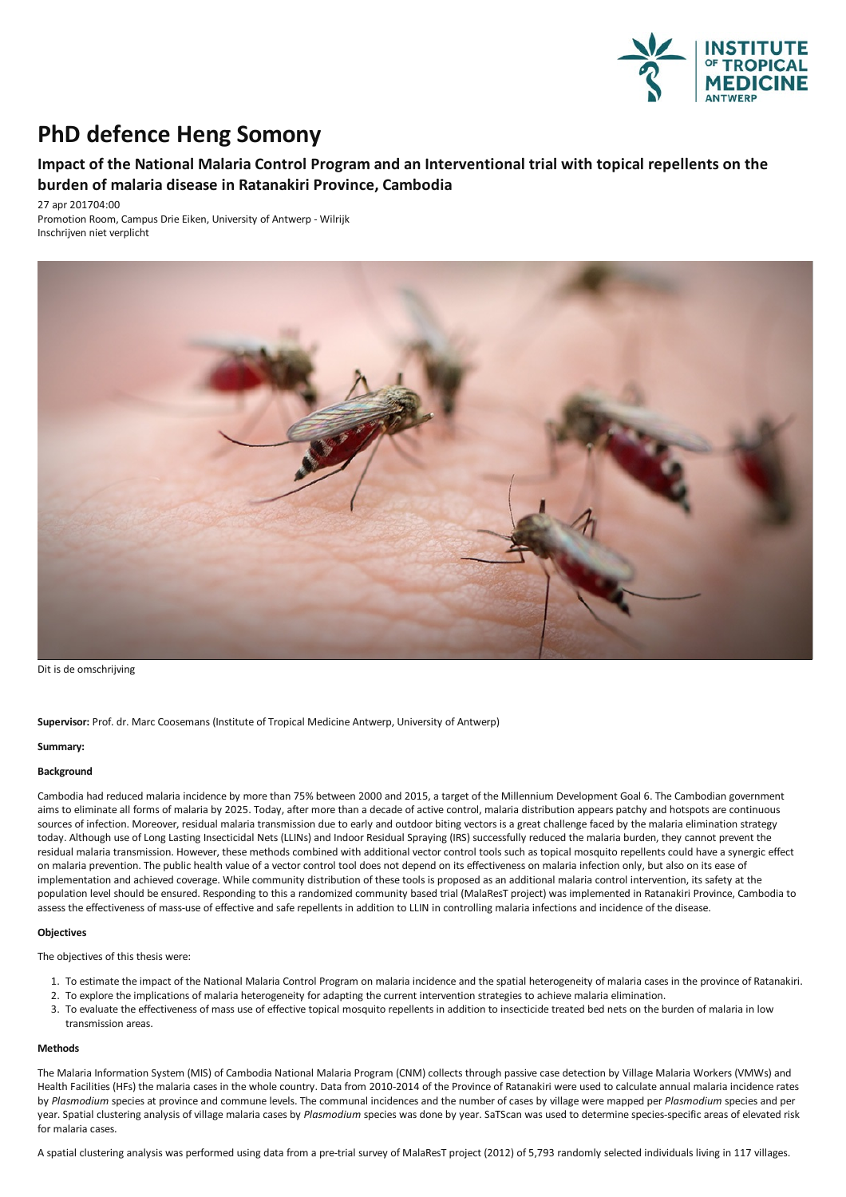# PhD defence Heng Somony

## Impact of the National Malaria Control Program and an Interventional trial with topical repellents on the burden of malaria disease in Ratanakiri Province, Cambodia

27 apr 201704:00
Promotion Room, Campus Drie Eiken, University of Antwerp - Wilrijk
Inschrijven niet verplicht

Dit is de omschrijving

**Supervisor:** Prof. dr. Marc Coosemans (Institute of Tropical Medicine Antwerp, University of Antwerp)

**Summary:**

**Background**

Cambodia had reduced malaria incidence by more than 75% between 2000 and 2015, a target of the Millennium Development Goal 6. The Cambodian government aims to eliminate all forms of malaria by 2025. Today, after more than a decade of active control, malaria distribution appears patchy and hotspots are continuous sources of infection. Moreover, residual malaria transmission due to early and outdoor biting vectors is a great challenge faced by the malaria elimination strategy today. Although use of Long Lasting Insecticidal Nets (LLINs) and Indoor Residual Spraying (IRS) successfully reduced the malaria burden, they cannot prevent the residual malaria transmission. However, these methods combined with additional vector control tools such as topical mosquito repellents could have a synergic effect on malaria prevention. The public health value of a vector control tool does not depend on its effectiveness on malaria infection only, but also on its ease of implementation and achieved coverage. While community distribution of these tools is proposed as an additional malaria control intervention, its safety at the population level should be ensured. Responding to this a randomized community based trial (MalaResT project) was implemented in Ratanakiri Province, Cambodia to assess the effectiveness of mass-use of effective and safe repellents in addition to LLIN in controlling malaria infections and incidence of the disease.

**Objectives**

The objectives of this thesis were:

1. To estimate the impact of the National Malaria Control Program on malaria incidence and the spatial heterogeneity of malaria cases in the province of Ratanakiri.
2. To explore the implications of malaria heterogeneity for adapting the current intervention strategies to achieve malaria elimination.
3. To evaluate the effectiveness of mass use of effective topical mosquito repellents in addition to insecticide treated bed nets on the burden of malaria in low transmission areas.

**Methods**

The Malaria Information System (MIS) of Cambodia National Malaria Program (CNM) collects through passive case detection by Village Malaria Workers (VMWs) and Health Facilities (HFs) the malaria cases in the whole country. Data from 2010-2014 of the Province of Ratanakiri were used to calculate annual malaria incidence rates by *Plasmodium* species at province and commune levels. The communal incidences and the number of cases by village were mapped per *Plasmodium* species and per year. Spatial clustering analysis of village malaria cases by *Plasmodium* species was done by year. SaTScan was used to determine species-specific areas of elevated risk for malaria cases.

A spatial clustering analysis was performed using data from a pre-trial survey of MalaResT project (2012) of 5,793 randomly selected individuals living in 117 villages.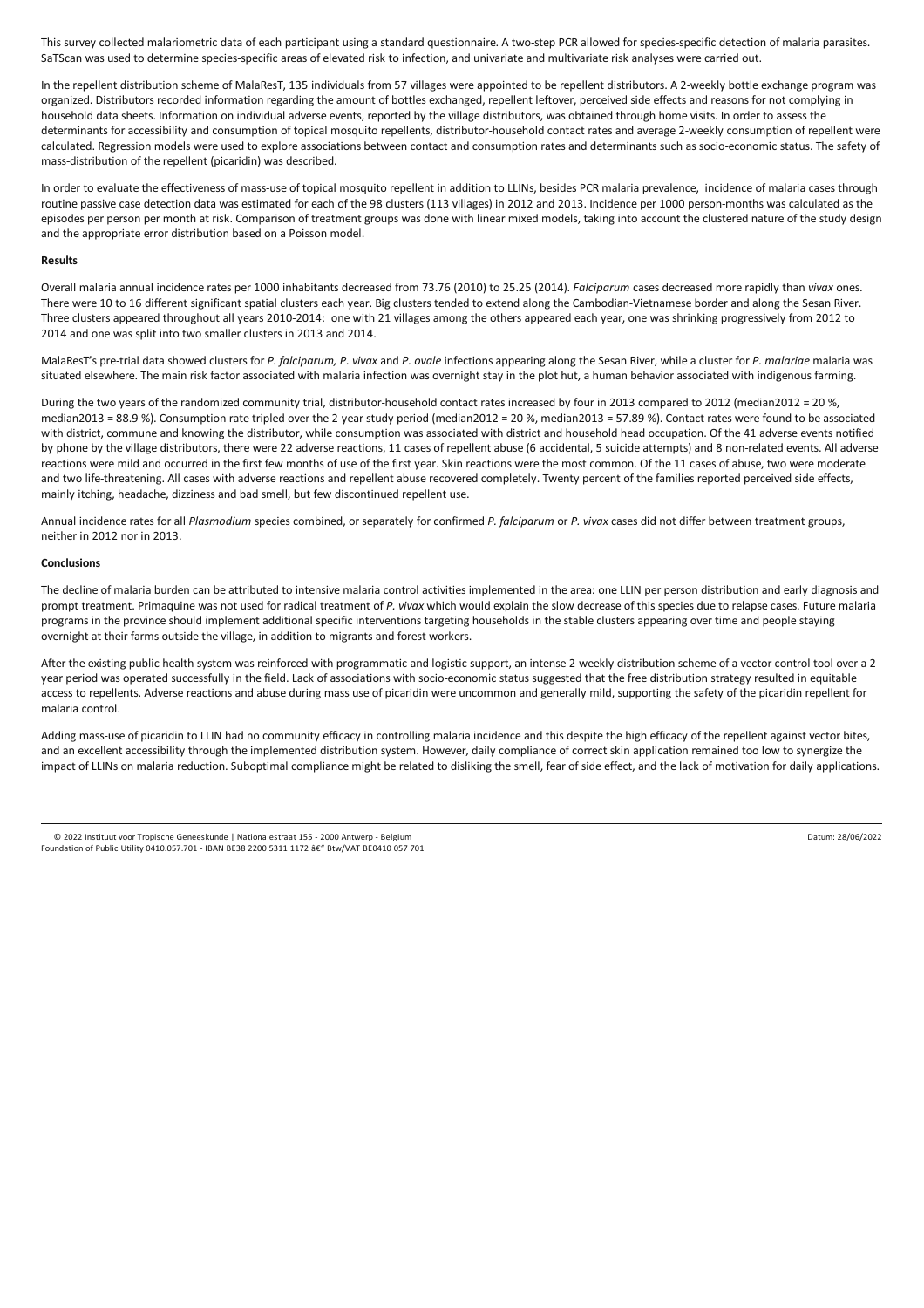This survey collected malariometric data of each participant using a standard questionnaire. A two-step PCR allowed for species-specific detection of malaria parasites. SaTScan was used to determine species-specific areas of elevated risk to infection, and univariate and multivariate risk analyses were carried out.

In the repellent distribution scheme of MalaResT, 135 individuals from 57 villages were appointed to be repellent distributors. A 2-weekly bottle exchange program was organized. Distributors recorded information regarding the amount of bottles exchanged, repellent leftover, perceived side effects and reasons for not complying in household data sheets. Information on individual adverse events, reported by the village distributors, was obtained through home visits. In order to assess the determinants for accessibility and consumption of topical mosquito repellents, distributor-household contact rates and average 2-weekly consumption of repellent were calculated. Regression models were used to explore associations between contact and consumption rates and determinants such as socio-economic status. The safety of mass-distribution of the repellent (picaridin) was described.

In order to evaluate the effectiveness of mass-use of topical mosquito repellent in addition to LLINs, besides PCR malaria prevalence, incidence of malaria cases through routine passive case detection data was estimated for each of the 98 clusters (113 villages) in 2012 and 2013. Incidence per 1000 person-months was calculated as the episodes per person per month at risk. Comparison of treatment groups was done with linear mixed models, taking into account the clustered nature of the study design and the appropriate error distribution based on a Poisson model.

**Results**

Overall malaria annual incidence rates per 1000 inhabitants decreased from 73.76 (2010) to 25.25 (2014). *Falciparum* cases decreased more rapidly than *vivax* ones. There were 10 to 16 different significant spatial clusters each year. Big clusters tended to extend along the Cambodian-Vietnamese border and along the Sesan River. Three clusters appeared throughout all years 2010-2014: one with 21 villages among the others appeared each year, one was shrinking progressively from 2012 to 2014 and one was split into two smaller clusters in 2013 and 2014.

MalaResT's pre-trial data showed clusters for *P. falciparum, P. vivax* and *P. ovale* infections appearing along the Sesan River, while a cluster for *P. malariae* malaria was situated elsewhere. The main risk factor associated with malaria infection was overnight stay in the plot hut, a human behavior associated with indigenous farming.

During the two years of the randomized community trial, distributor-household contact rates increased by four in 2013 compared to 2012 (median2012 = 20 %, median2013 = 88.9 %). Consumption rate tripled over the 2-year study period (median2012 = 20 %, median2013 = 57.89 %). Contact rates were found to be associated with district, commune and knowing the distributor, while consumption was associated with district and household head occupation. Of the 41 adverse events notified by phone by the village distributors, there were 22 adverse reactions, 11 cases of repellent abuse (6 accidental, 5 suicide attempts) and 8 non-related events. All adverse reactions were mild and occurred in the first few months of use of the first year. Skin reactions were the most common. Of the 11 cases of abuse, two were moderate and two life-threatening. All cases with adverse reactions and repellent abuse recovered completely. Twenty percent of the families reported perceived side effects, mainly itching, headache, dizziness and bad smell, but few discontinued repellent use.

Annual incidence rates for all *Plasmodium* species combined, or separately for confirmed *P. falciparum* or *P. vivax* cases did not differ between treatment groups, neither in 2012 nor in 2013.

**Conclusions**

The decline of malaria burden can be attributed to intensive malaria control activities implemented in the area: one LLIN per person distribution and early diagnosis and prompt treatment. Primaquine was not used for radical treatment of *P. vivax* which would explain the slow decrease of this species due to relapse cases. Future malaria programs in the province should implement additional specific interventions targeting households in the stable clusters appearing over time and people staying overnight at their farms outside the village, in addition to migrants and forest workers.

After the existing public health system was reinforced with programmatic and logistic support, an intense 2-weekly distribution scheme of a vector control tool over a 2-year period was operated successfully in the field. Lack of associations with socio-economic status suggested that the free distribution strategy resulted in equitable access to repellents. Adverse reactions and abuse during mass use of picaridin were uncommon and generally mild, supporting the safety of the picaridin repellent for malaria control.

Adding mass-use of picaridin to LLIN had no community efficacy in controlling malaria incidence and this despite the high efficacy of the repellent against vector bites, and an excellent accessibility through the implemented distribution system. However, daily compliance of correct skin application remained too low to synergize the impact of LLINs on malaria reduction. Suboptimal compliance might be related to disliking the smell, fear of side effect, and the lack of motivation for daily applications.